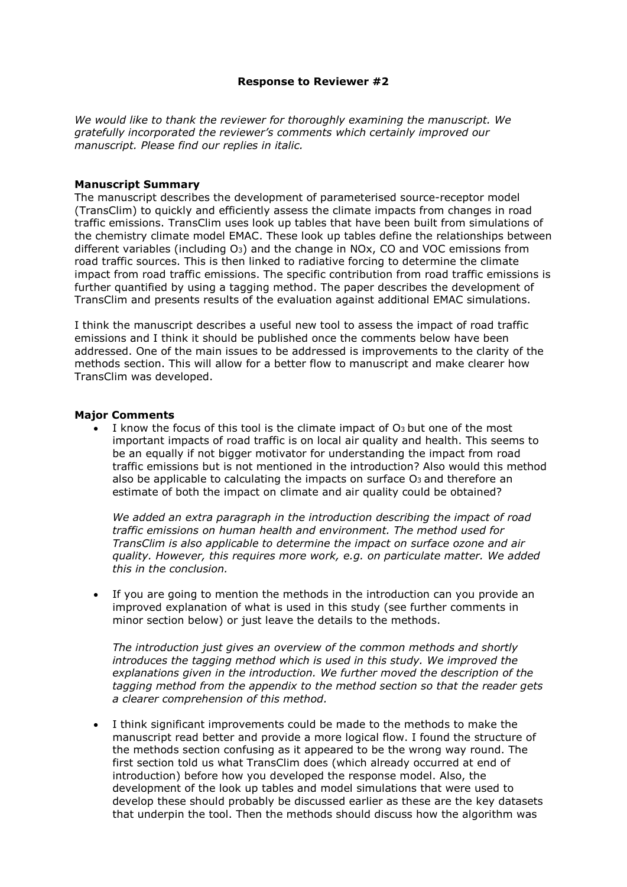**Response to Reviewer #2**

*We would like to thank the reviewer for thoroughly examining the manuscript. We gratefully incorporated the reviewer's comments which certainly improved our manuscript. Please find our replies in italic.*

**Manuscript Summary**

The manuscript describes the development of parameterised source-receptor model (TransClim) to quickly and efficiently assess the climate impacts from changes in road traffic emissions. TransClim uses look up tables that have been built from simulations of the chemistry climate model EMAC. These look up tables define the relationships between different variables (including $O_3$) and the change in NOx, CO and VOC emissions from road traffic sources. This is then linked to radiative forcing to determine the climate impact from road traffic emissions. The specific contribution from road traffic emissions is further quantified by using a tagging method. The paper describes the development of TransClim and presents results of the evaluation against additional EMAC simulations.

I think the manuscript describes a useful new tool to assess the impact of road traffic emissions and I think it should be published once the comments below have been addressed. One of the main issues to be addressed is improvements to the clarity of the methods section. This will allow for a better flow to manuscript and make clearer how TransClim was developed.

**Major Comments**

- I know the focus of this tool is the climate impact of $O_3$ but one of the most important impacts of road traffic is on local air quality and health. This seems to be an equally if not bigger motivator for understanding the impact from road traffic emissions but is not mentioned in the introduction? Also would this method also be applicable to calculating the impacts on surface $O_3$ and therefore an estimate of both the impact on climate and air quality could be obtained?

  *We added an extra paragraph in the introduction describing the impact of road traffic emissions on human health and environment. The method used for TransClim is also applicable to determine the impact on surface ozone and air quality. However, this requires more work, e.g. on particulate matter. We added this in the conclusion.*

- If you are going to mention the methods in the introduction can you provide an improved explanation of what is used in this study (see further comments in minor section below) or just leave the details to the methods.

  *The introduction just gives an overview of the common methods and shortly introduces the tagging method which is used in this study. We improved the explanations given in the introduction. We further moved the description of the tagging method from the appendix to the method section so that the reader gets a clearer comprehension of this method.*

- I think significant improvements could be made to the methods to make the manuscript read better and provide a more logical flow. I found the structure of the methods section confusing as it appeared to be the wrong way round. The first section told us what TransClim does (which already occurred at end of introduction) before how you developed the response model. Also, the development of the look up tables and model simulations that were used to develop these should probably be discussed earlier as these are the key datasets that underpin the tool. Then the methods should discuss how the algorithm was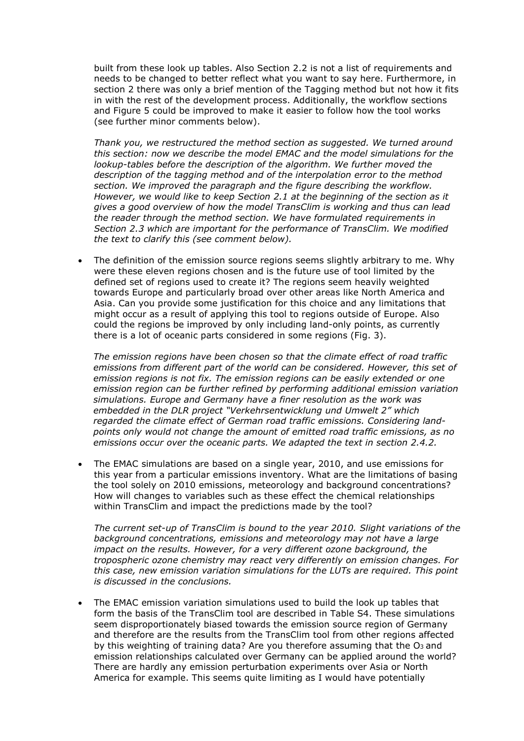built from these look up tables. Also Section 2.2 is not a list of requirements and needs to be changed to better reflect what you want to say here. Furthermore, in section 2 there was only a brief mention of the Tagging method but not how it fits in with the rest of the development process. Additionally, the workflow sections and Figure 5 could be improved to make it easier to follow how the tool works (see further minor comments below).

*Thank you, we restructured the method section as suggested. We turned around this section: now we describe the model EMAC and the model simulations for the lookup-tables before the description of the algorithm. We further moved the description of the tagging method and of the interpolation error to the method section. We improved the paragraph and the figure describing the workflow. However, we would like to keep Section 2.1 at the beginning of the section as it gives a good overview of how the model TransClim is working and thus can lead the reader through the method section. We have formulated requirements in Section 2.3 which are important for the performance of TransClim. We modified the text to clarify this (see comment below).*

- The definition of the emission source regions seems slightly arbitrary to me. Why were these eleven regions chosen and is the future use of tool limited by the defined set of regions used to create it? The regions seem heavily weighted towards Europe and particularly broad over other areas like North America and Asia. Can you provide some justification for this choice and any limitations that might occur as a result of applying this tool to regions outside of Europe. Also could the regions be improved by only including land-only points, as currently there is a lot of oceanic parts considered in some regions (Fig. 3).

  *The emission regions have been chosen so that the climate effect of road traffic emissions from different part of the world can be considered. However, this set of emission regions is not fix. The emission regions can be easily extended or one emission region can be further refined by performing additional emission variation simulations. Europe and Germany have a finer resolution as the work was embedded in the DLR project "Verkehrsentwicklung und Umwelt 2" which regarded the climate effect of German road traffic emissions. Considering land-points only would not change the amount of emitted road traffic emissions, as no emissions occur over the oceanic parts. We adapted the text in section 2.4.2.*

- The EMAC simulations are based on a single year, 2010, and use emissions for this year from a particular emissions inventory. What are the limitations of basing the tool solely on 2010 emissions, meteorology and background concentrations? How will changes to variables such as these effect the chemical relationships within TransClim and impact the predictions made by the tool?

  *The current set-up of TransClim is bound to the year 2010. Slight variations of the background concentrations, emissions and meteorology may not have a large impact on the results. However, for a very different ozone background, the tropospheric ozone chemistry may react very differently on emission changes. For this case, new emission variation simulations for the LUTs are required. This point is discussed in the conclusions.*

- The EMAC emission variation simulations used to build the look up tables that form the basis of the TransClim tool are described in Table S4. These simulations seem disproportionately biased towards the emission source region of Germany and therefore are the results from the TransClim tool from other regions affected by this weighting of training data? Are you therefore assuming that the $O_3$ and emission relationships calculated over Germany can be applied around the world? There are hardly any emission perturbation experiments over Asia or North America for example. This seems quite limiting as I would have potentially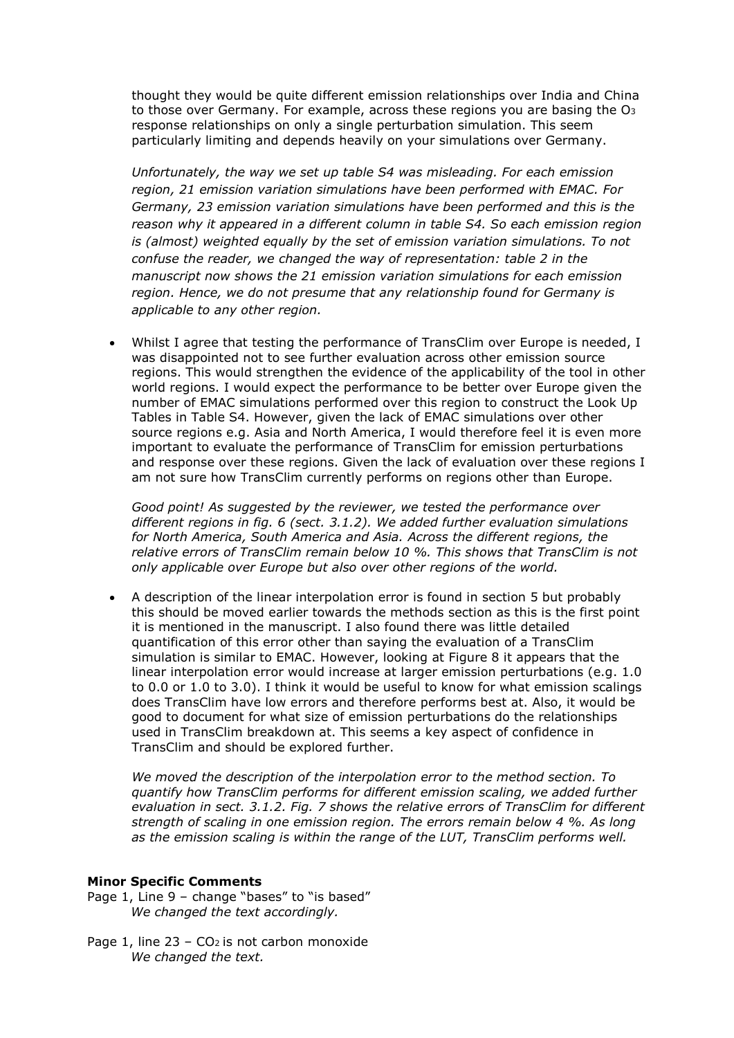thought they would be quite different emission relationships over India and China to those over Germany. For example, across these regions you are basing the $O_3$ response relationships on only a single perturbation simulation. This seem particularly limiting and depends heavily on your simulations over Germany.

*Unfortunately, the way we set up table S4 was misleading. For each emission region, 21 emission variation simulations have been performed with EMAC. For Germany, 23 emission variation simulations have been performed and this is the reason why it appeared in a different column in table S4. So each emission region is (almost) weighted equally by the set of emission variation simulations. To not confuse the reader, we changed the way of representation: table 2 in the manuscript now shows the 21 emission variation simulations for each emission region. Hence, we do not presume that any relationship found for Germany is applicable to any other region.*

- Whilst I agree that testing the performance of TransClim over Europe is needed, I was disappointed not to see further evaluation across other emission source regions. This would strengthen the evidence of the applicability of the tool in other world regions. I would expect the performance to be better over Europe given the number of EMAC simulations performed over this region to construct the Look Up Tables in Table S4. However, given the lack of EMAC simulations over other source regions e.g. Asia and North America, I would therefore feel it is even more important to evaluate the performance of TransClim for emission perturbations and response over these regions. Given the lack of evaluation over these regions I am not sure how TransClim currently performs on regions other than Europe.

  *Good point! As suggested by the reviewer, we tested the performance over different regions in fig. 6 (sect. 3.1.2). We added further evaluation simulations for North America, South America and Asia. Across the different regions, the relative errors of TransClim remain below 10 %. This shows that TransClim is not only applicable over Europe but also over other regions of the world.*

- A description of the linear interpolation error is found in section 5 but probably this should be moved earlier towards the methods section as this is the first point it is mentioned in the manuscript. I also found there was little detailed quantification of this error other than saying the evaluation of a TransClim simulation is similar to EMAC. However, looking at Figure 8 it appears that the linear interpolation error would increase at larger emission perturbations (e.g. 1.0 to 0.0 or 1.0 to 3.0). I think it would be useful to know for what emission scalings does TransClim have low errors and therefore performs best at. Also, it would be good to document for what size of emission perturbations do the relationships used in TransClim breakdown at. This seems a key aspect of confidence in TransClim and should be explored further.

  *We moved the description of the interpolation error to the method section. To quantify how TransClim performs for different emission scaling, we added further evaluation in sect. 3.1.2. Fig. 7 shows the relative errors of TransClim for different strength of scaling in one emission region. The errors remain below 4 %. As long as the emission scaling is within the range of the LUT, TransClim performs well.*

**Minor Specific Comments**

Page 1, Line 9 – change "bases" to "is based"
*We changed the text accordingly.*

Page 1, line 23 – $CO_2$ is not carbon monoxide
*We changed the text.*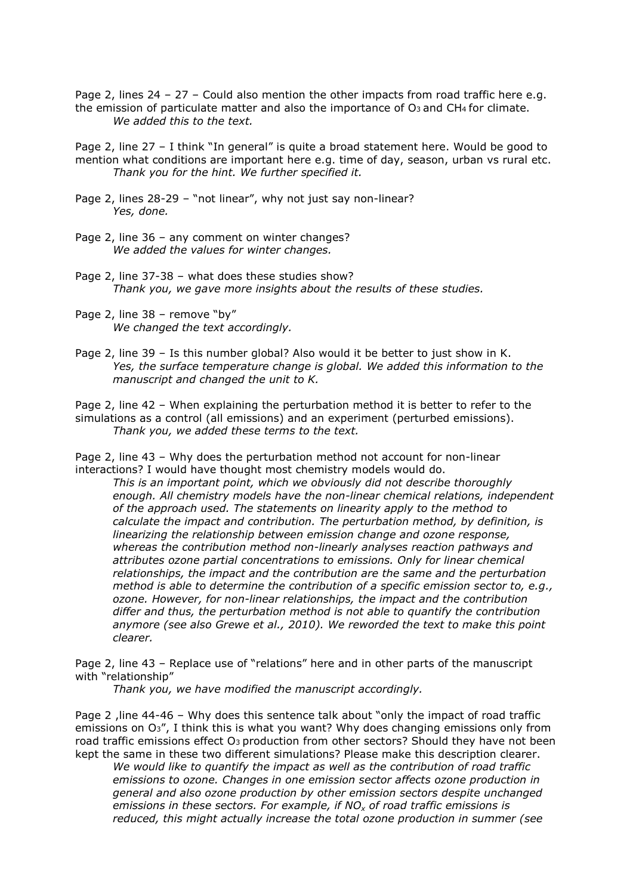Page 2, lines 24 – 27 – Could also mention the other impacts from road traffic here e.g. the emission of particulate matter and also the importance of $O_3$ and $CH_4$ for climate.

*We added this to the text.*

Page 2, line 27 – I think "In general" is quite a broad statement here. Would be good to mention what conditions are important here e.g. time of day, season, urban vs rural etc.

*Thank you for the hint. We further specified it.*

Page 2, lines 28-29 – "not linear", why not just say non-linear?

*Yes, done.*

Page 2, line 36 – any comment on winter changes?

*We added the values for winter changes.*

Page 2, line 37-38 – what does these studies show?

*Thank you, we gave more insights about the results of these studies.*

Page 2, line 38 – remove "by"

*We changed the text accordingly.*

Page 2, line 39 – Is this number global? Also would it be better to just show in K.

*Yes, the surface temperature change is global. We added this information to the manuscript and changed the unit to K.*

Page 2, line 42 – When explaining the perturbation method it is better to refer to the simulations as a control (all emissions) and an experiment (perturbed emissions).

*Thank you, we added these terms to the text.*

Page 2, line 43 – Why does the perturbation method not account for non-linear interactions? I would have thought most chemistry models would do.

*This is an important point, which we obviously did not describe thoroughly enough. All chemistry models have the non-linear chemical relations, independent of the approach used. The statements on linearity apply to the method to calculate the impact and contribution. The perturbation method, by definition, is linearizing the relationship between emission change and ozone response, whereas the contribution method non-linearly analyses reaction pathways and attributes ozone partial concentrations to emissions. Only for linear chemical relationships, the impact and the contribution are the same and the perturbation method is able to determine the contribution of a specific emission sector to, e.g., ozone. However, for non-linear relationships, the impact and the contribution differ and thus, the perturbation method is not able to quantify the contribution anymore (see also Grewe et al., 2010). We reworded the text to make this point clearer.*

Page 2, line 43 – Replace use of "relations" here and in other parts of the manuscript with "relationship"

*Thank you, we have modified the manuscript accordingly.*

Page 2 ,line 44-46 – Why does this sentence talk about "only the impact of road traffic emissions on $O_3$", I think this is what you want? Why does changing emissions only from road traffic emissions effect $O_3$ production from other sectors? Should they have not been kept the same in these two different simulations? Please make this description clearer.

*We would like to quantify the impact as well as the contribution of road traffic emissions to ozone. Changes in one emission sector affects ozone production in general and also ozone production by other emission sectors despite unchanged emissions in these sectors. For example, if $NO_x$ of road traffic emissions is reduced, this might actually increase the total ozone production in summer (see*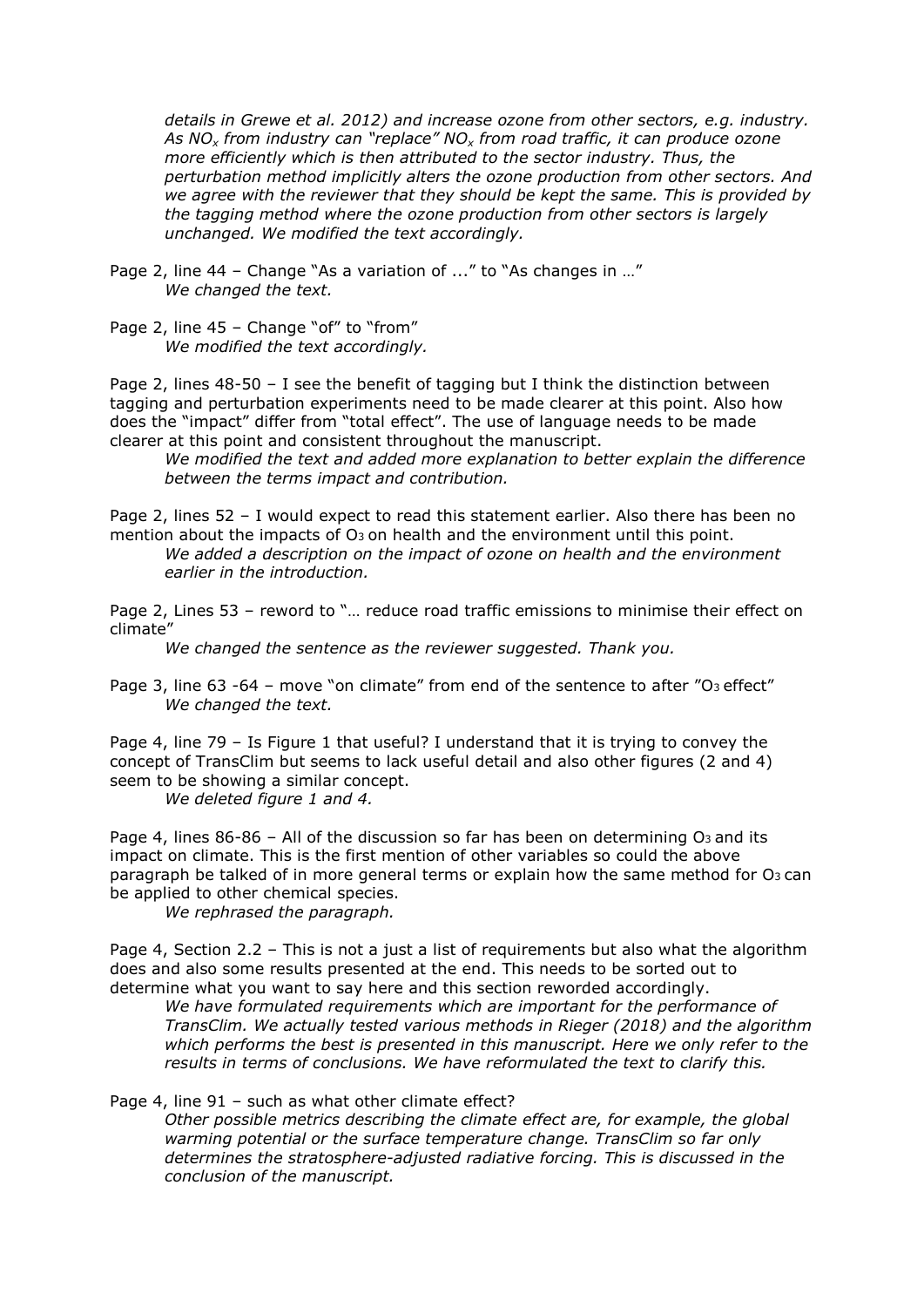*details in Grewe et al. 2012) and increase ozone from other sectors, e.g. industry. As $NO_x$ from industry can "replace" $NO_x$ from road traffic, it can produce ozone more efficiently which is then attributed to the sector industry. Thus, the perturbation method implicitly alters the ozone production from other sectors. And we agree with the reviewer that they should be kept the same. This is provided by the tagging method where the ozone production from other sectors is largely unchanged. We modified the text accordingly.*

Page 2, line 44 – Change "As a variation of ..." to "As changes in …"
*We changed the text.*

Page 2, line 45 – Change "of" to "from"
*We modified the text accordingly.*

Page 2, lines 48-50 – I see the benefit of tagging but I think the distinction between tagging and perturbation experiments need to be made clearer at this point. Also how does the "impact" differ from "total effect". The use of language needs to be made clearer at this point and consistent throughout the manuscript.
*We modified the text and added more explanation to better explain the difference between the terms impact and contribution.*

Page 2, lines 52 – I would expect to read this statement earlier. Also there has been no mention about the impacts of $O_3$ on health and the environment until this point.
*We added a description on the impact of ozone on health and the environment earlier in the introduction.*

Page 2, Lines 53 – reword to "… reduce road traffic emissions to minimise their effect on climate"
*We changed the sentence as the reviewer suggested. Thank you.*

Page 3, line 63 -64 – move "on climate" from end of the sentence to after "$O_3$ effect"
*We changed the text.*

Page 4, line 79 – Is Figure 1 that useful? I understand that it is trying to convey the concept of TransClim but seems to lack useful detail and also other figures (2 and 4) seem to be showing a similar concept.
*We deleted figure 1 and 4.*

Page 4, lines 86-86 – All of the discussion so far has been on determining $O_3$ and its impact on climate. This is the first mention of other variables so could the above paragraph be talked of in more general terms or explain how the same method for $O_3$ can be applied to other chemical species.
*We rephrased the paragraph.*

Page 4, Section 2.2 – This is not a just a list of requirements but also what the algorithm does and also some results presented at the end. This needs to be sorted out to determine what you want to say here and this section reworded accordingly.
*We have formulated requirements which are important for the performance of TransClim. We actually tested various methods in Rieger (2018) and the algorithm which performs the best is presented in this manuscript. Here we only refer to the results in terms of conclusions. We have reformulated the text to clarify this.*

Page 4, line 91 – such as what other climate effect?
*Other possible metrics describing the climate effect are, for example, the global warming potential or the surface temperature change. TransClim so far only determines the stratosphere-adjusted radiative forcing. This is discussed in the conclusion of the manuscript.*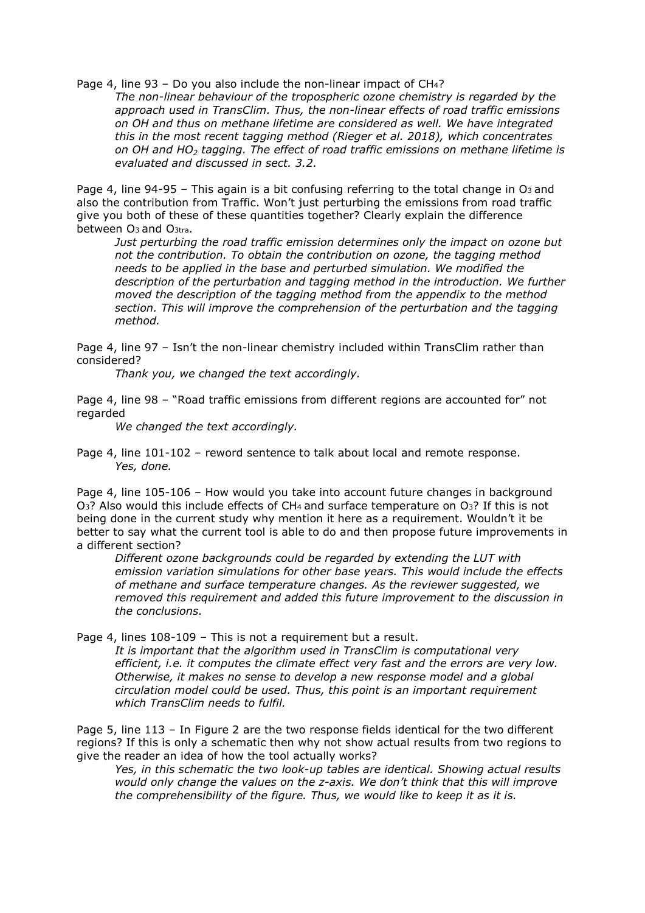Page 4, line 93 – Do you also include the non-linear impact of $CH_4$?

*The non-linear behaviour of the tropospheric ozone chemistry is regarded by the approach used in TransClim. Thus, the non-linear effects of road traffic emissions on OH and thus on methane lifetime are considered as well. We have integrated this in the most recent tagging method (Rieger et al. 2018), which concentrates on OH and $HO_2$ tagging. The effect of road traffic emissions on methane lifetime is evaluated and discussed in sect. 3.2.*

Page 4, line 94-95 – This again is a bit confusing referring to the total change in $O_3$ and also the contribution from Traffic. Won't just perturbing the emissions from road traffic give you both of these of these quantities together? Clearly explain the difference between $O_3$ and $O_3^{tra}$.

*Just perturbing the road traffic emission determines only the impact on ozone but not the contribution. To obtain the contribution on ozone, the tagging method needs to be applied in the base and perturbed simulation. We modified the description of the perturbation and tagging method in the introduction. We further moved the description of the tagging method from the appendix to the method section. This will improve the comprehension of the perturbation and the tagging method.*

Page 4, line 97 – Isn't the non-linear chemistry included within TransClim rather than considered?

*Thank you, we changed the text accordingly.*

Page 4, line 98 – "Road traffic emissions from different regions are accounted for" not regarded

*We changed the text accordingly.*

Page 4, line 101-102 – reword sentence to talk about local and remote response.

*Yes, done.*

Page 4, line 105-106 – How would you take into account future changes in background $O_3$? Also would this include effects of $CH_4$ and surface temperature on $O_3$? If this is not being done in the current study why mention it here as a requirement. Wouldn't it be better to say what the current tool is able to do and then propose future improvements in a different section?

*Different ozone backgrounds could be regarded by extending the LUT with emission variation simulations for other base years. This would include the effects of methane and surface temperature changes. As the reviewer suggested, we removed this requirement and added this future improvement to the discussion in the conclusions.*

Page 4, lines 108-109 – This is not a requirement but a result.

*It is important that the algorithm used in TransClim is computational very efficient, i.e. it computes the climate effect very fast and the errors are very low. Otherwise, it makes no sense to develop a new response model and a global circulation model could be used. Thus, this point is an important requirement which TransClim needs to fulfil.*

Page 5, line 113 – In Figure 2 are the two response fields identical for the two different regions? If this is only a schematic then why not show actual results from two regions to give the reader an idea of how the tool actually works?

*Yes, in this schematic the two look-up tables are identical. Showing actual results would only change the values on the z-axis. We don't think that this will improve the comprehensibility of the figure. Thus, we would like to keep it as it is.*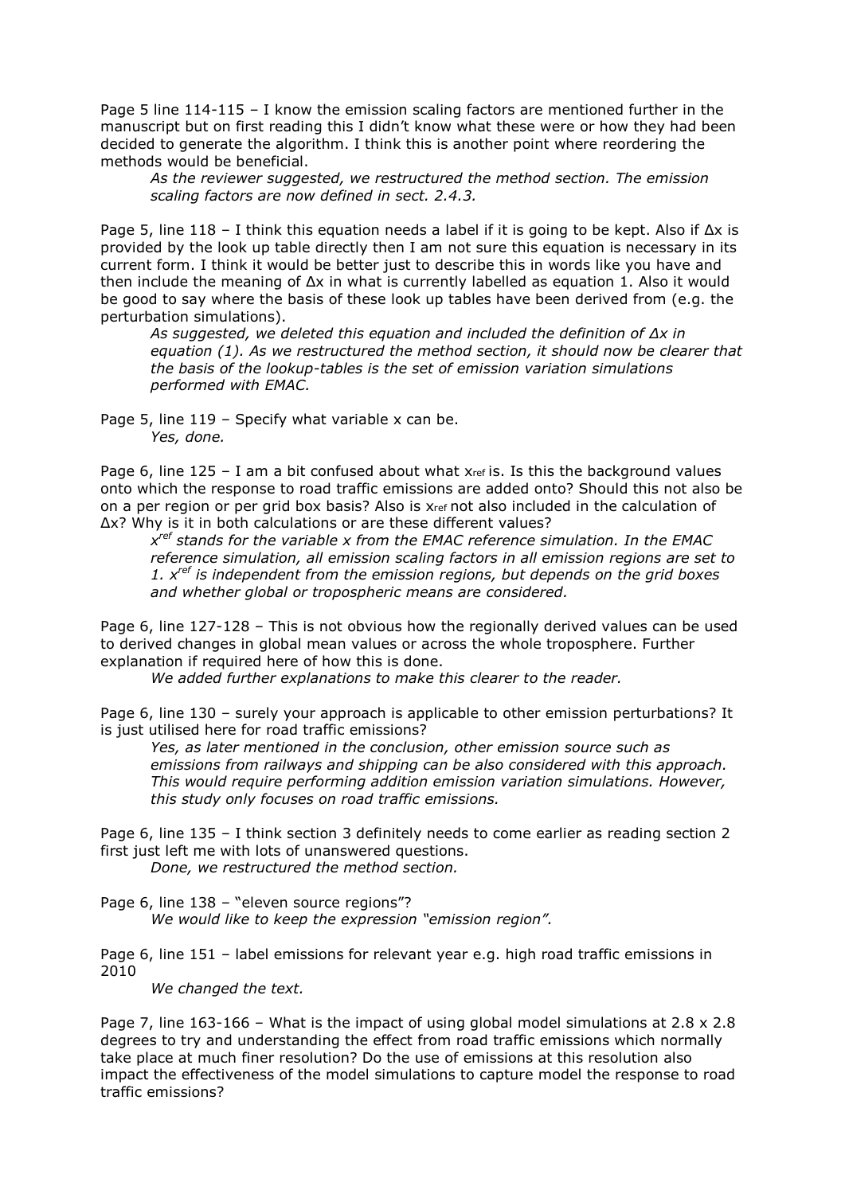Page 5 line 114-115 – I know the emission scaling factors are mentioned further in the manuscript but on first reading this I didn't know what these were or how they had been decided to generate the algorithm. I think this is another point where reordering the methods would be beneficial.

> *As the reviewer suggested, we restructured the method section. The emission scaling factors are now defined in sect. 2.4.3.*

Page 5, line 118 – I think this equation needs a label if it is going to be kept. Also if $\Delta x$ is provided by the look up table directly then I am not sure this equation is necessary in its current form. I think it would be better just to describe this in words like you have and then include the meaning of $\Delta x$ in what is currently labelled as equation 1. Also it would be good to say where the basis of these look up tables have been derived from (e.g. the perturbation simulations).

> *As suggested, we deleted this equation and included the definition of $\Delta x$ in equation (1). As we restructured the method section, it should now be clearer that the basis of the lookup-tables is the set of emission variation simulations performed with EMAC.*

Page 5, line 119 – Specify what variable x can be.

> *Yes, done.*

Page 6, line 125 – I am a bit confused about what $x_{ref}$ is. Is this the background values onto which the response to road traffic emissions are added onto? Should this not also be on a per region or per grid box basis? Also is $x_{ref}$ not also included in the calculation of $\Delta x$? Why is it in both calculations or are these different values?

> *$x^{ref}$ stands for the variable x from the EMAC reference simulation. In the EMAC reference simulation, all emission scaling factors in all emission regions are set to 1. $x^{ref}$ is independent from the emission regions, but depends on the grid boxes and whether global or tropospheric means are considered.*

Page 6, line 127-128 – This is not obvious how the regionally derived values can be used to derived changes in global mean values or across the whole troposphere. Further explanation if required here of how this is done.

> *We added further explanations to make this clearer to the reader.*

Page 6, line 130 – surely your approach is applicable to other emission perturbations? It is just utilised here for road traffic emissions?

> *Yes, as later mentioned in the conclusion, other emission source such as emissions from railways and shipping can be also considered with this approach. This would require performing addition emission variation simulations. However, this study only focuses on road traffic emissions.*

Page 6, line 135 – I think section 3 definitely needs to come earlier as reading section 2 first just left me with lots of unanswered questions.

> *Done, we restructured the method section.*

Page 6, line 138 – "eleven source regions"?

> *We would like to keep the expression "emission region".*

Page 6, line 151 – label emissions for relevant year e.g. high road traffic emissions in 2010

> *We changed the text.*

Page 7, line 163-166 – What is the impact of using global model simulations at 2.8 x 2.8 degrees to try and understanding the effect from road traffic emissions which normally take place at much finer resolution? Do the use of emissions at this resolution also impact the effectiveness of the model simulations to capture model the response to road traffic emissions?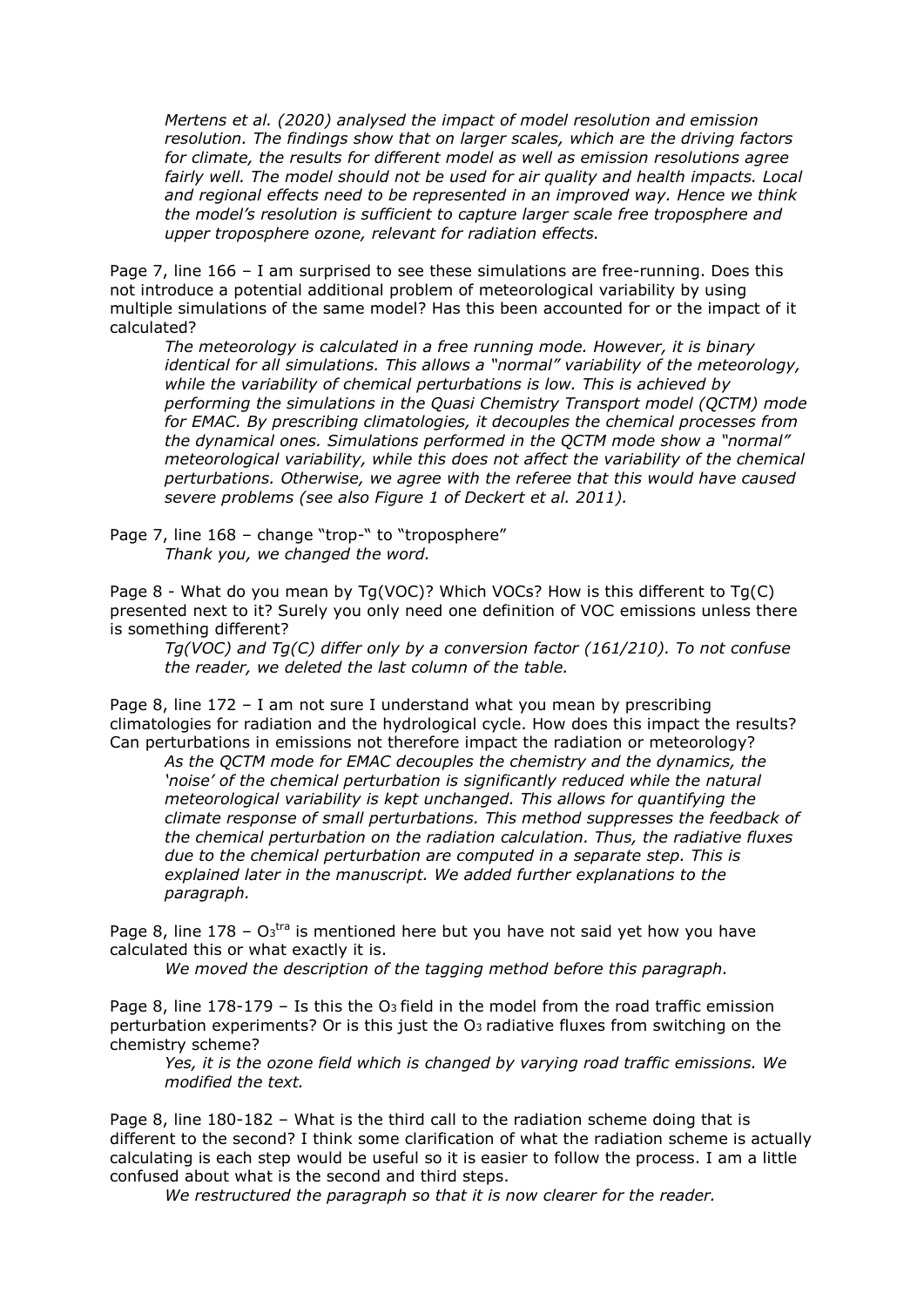*Mertens et al. (2020) analysed the impact of model resolution and emission resolution. The findings show that on larger scales, which are the driving factors for climate, the results for different model as well as emission resolutions agree fairly well. The model should not be used for air quality and health impacts. Local and regional effects need to be represented in an improved way. Hence we think the model's resolution is sufficient to capture larger scale free troposphere and upper troposphere ozone, relevant for radiation effects.*

Page 7, line 166 – I am surprised to see these simulations are free-running. Does this not introduce a potential additional problem of meteorological variability by using multiple simulations of the same model? Has this been accounted for or the impact of it calculated?

*The meteorology is calculated in a free running mode. However, it is binary identical for all simulations. This allows a "normal" variability of the meteorology, while the variability of chemical perturbations is low. This is achieved by performing the simulations in the Quasi Chemistry Transport model (QCTM) mode for EMAC. By prescribing climatologies, it decouples the chemical processes from the dynamical ones. Simulations performed in the QCTM mode show a "normal" meteorological variability, while this does not affect the variability of the chemical perturbations. Otherwise, we agree with the referee that this would have caused severe problems (see also Figure 1 of Deckert et al. 2011).*

Page 7, line 168 – change "trop-" to "troposphere"

*Thank you, we changed the word.*

Page 8 - What do you mean by Tg(VOC)? Which VOCs? How is this different to Tg(C) presented next to it? Surely you only need one definition of VOC emissions unless there is something different?

*Tg(VOC) and Tg(C) differ only by a conversion factor (161/210). To not confuse the reader, we deleted the last column of the table.*

Page 8, line 172 – I am not sure I understand what you mean by prescribing climatologies for radiation and the hydrological cycle. How does this impact the results? Can perturbations in emissions not therefore impact the radiation or meteorology?

*As the QCTM mode for EMAC decouples the chemistry and the dynamics, the 'noise' of the chemical perturbation is significantly reduced while the natural meteorological variability is kept unchanged. This allows for quantifying the climate response of small perturbations. This method suppresses the feedback of the chemical perturbation on the radiation calculation. Thus, the radiative fluxes due to the chemical perturbation are computed in a separate step. This is explained later in the manuscript. We added further explanations to the paragraph.*

Page 8, line 178 – $O_3^{tra}$ is mentioned here but you have not said yet how you have calculated this or what exactly it is.

*We moved the description of the tagging method before this paragraph.*

Page 8, line 178-179 – Is this the $O_3$ field in the model from the road traffic emission perturbation experiments? Or is this just the $O_3$ radiative fluxes from switching on the chemistry scheme?

*Yes, it is the ozone field which is changed by varying road traffic emissions. We modified the text.*

Page 8, line 180-182 – What is the third call to the radiation scheme doing that is different to the second? I think some clarification of what the radiation scheme is actually calculating is each step would be useful so it is easier to follow the process. I am a little confused about what is the second and third steps.

*We restructured the paragraph so that it is now clearer for the reader.*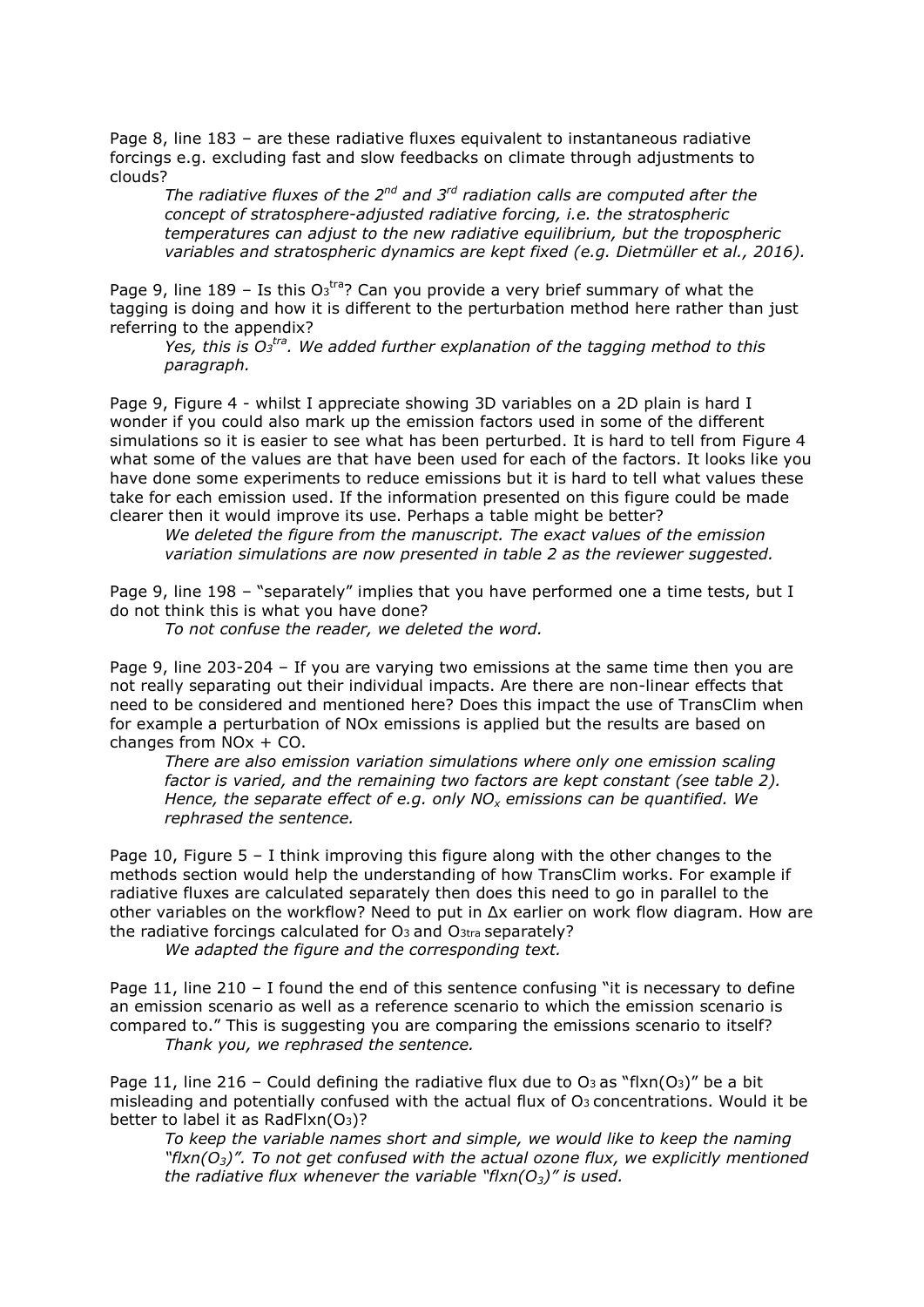Page 8, line 183 – are these radiative fluxes equivalent to instantaneous radiative forcings e.g. excluding fast and slow feedbacks on climate through adjustments to clouds?

> *The radiative fluxes of the $2^{nd}$ and $3^{rd}$ radiation calls are computed after the concept of stratosphere-adjusted radiative forcing, i.e. the stratospheric temperatures can adjust to the new radiative equilibrium, but the tropospheric variables and stratospheric dynamics are kept fixed (e.g. Dietmüller et al., 2016).*

Page 9, line 189 – Is this $O_3^{tra}$? Can you provide a very brief summary of what the tagging is doing and how it is different to the perturbation method here rather than just referring to the appendix?

> *Yes, this is $O_3^{tra}$. We added further explanation of the tagging method to this paragraph.*

Page 9, Figure 4 - whilst I appreciate showing 3D variables on a 2D plain is hard I wonder if you could also mark up the emission factors used in some of the different simulations so it is easier to see what has been perturbed. It is hard to tell from Figure 4 what some of the values are that have been used for each of the factors. It looks like you have done some experiments to reduce emissions but it is hard to tell what values these take for each emission used. If the information presented on this figure could be made clearer then it would improve its use. Perhaps a table might be better?

> *We deleted the figure from the manuscript. The exact values of the emission variation simulations are now presented in table 2 as the reviewer suggested.*

Page 9, line 198 – "separately" implies that you have performed one a time tests, but I do not think this is what you have done?

> *To not confuse the reader, we deleted the word.*

Page 9, line 203-204 – If you are varying two emissions at the same time then you are not really separating out their individual impacts. Are there are non-linear effects that need to be considered and mentioned here? Does this impact the use of TransClim when for example a perturbation of NOx emissions is applied but the results are based on changes from NOx + CO.

> *There are also emission variation simulations where only one emission scaling factor is varied, and the remaining two factors are kept constant (see table 2). Hence, the separate effect of e.g. only $NO_x$ emissions can be quantified. We rephrased the sentence.*

Page 10, Figure 5 – I think improving this figure along with the other changes to the methods section would help the understanding of how TransClim works. For example if radiative fluxes are calculated separately then does this need to go in parallel to the other variables on the workflow? Need to put in Δx earlier on work flow diagram. How are the radiative forcings calculated for $O_3$ and $O_{3tra}$ separately?

> *We adapted the figure and the corresponding text.*

Page 11, line 210 – I found the end of this sentence confusing "it is necessary to define an emission scenario as well as a reference scenario to which the emission scenario is compared to." This is suggesting you are comparing the emissions scenario to itself?

> *Thank you, we rephrased the sentence.*

Page 11, line 216 – Could defining the radiative flux due to $O_3$ as "flxn($O_3$)" be a bit misleading and potentially confused with the actual flux of $O_3$ concentrations. Would it be better to label it as RadFlxn($O_3$)?

> *To keep the variable names short and simple, we would like to keep the naming "flxn($O_3$)". To not get confused with the actual ozone flux, we explicitly mentioned the radiative flux whenever the variable "flxn($O_3$)" is used.*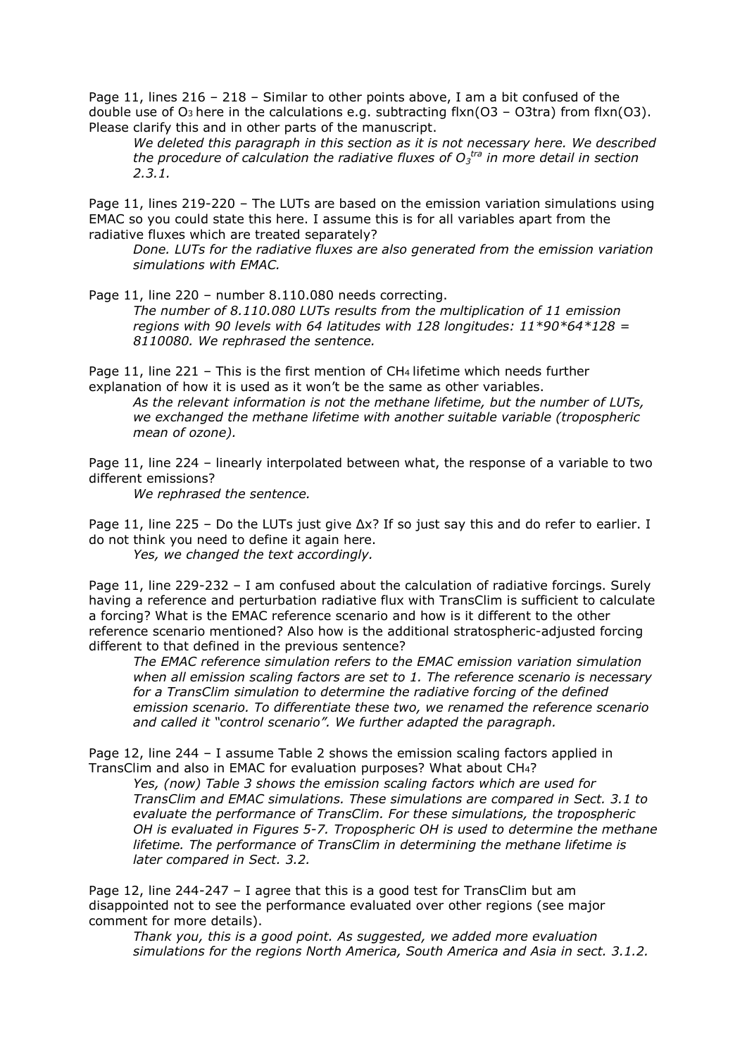Page 11, lines 216 – 218 – Similar to other points above, I am a bit confused of the double use of $O_3$ here in the calculations e.g. subtracting flxn(O3 – O3tra) from flxn(O3). Please clarify this and in other parts of the manuscript.

> *We deleted this paragraph in this section as it is not necessary here. We described the procedure of calculation the radiative fluxes of $O_3^{tra}$ in more detail in section 2.3.1.*

Page 11, lines 219-220 – The LUTs are based on the emission variation simulations using EMAC so you could state this here. I assume this is for all variables apart from the radiative fluxes which are treated separately?

> *Done. LUTs for the radiative fluxes are also generated from the emission variation simulations with EMAC.*

Page 11, line 220 – number 8.110.080 needs correcting.

> *The number of 8.110.080 LUTs results from the multiplication of 11 emission regions with 90 levels with 64 latitudes with 128 longitudes: 11\*90\*64\*128 = 8110080. We rephrased the sentence.*

Page 11, line 221 – This is the first mention of $CH_4$ lifetime which needs further explanation of how it is used as it won't be the same as other variables.

> *As the relevant information is not the methane lifetime, but the number of LUTs, we exchanged the methane lifetime with another suitable variable (tropospheric mean of ozone).*

Page 11, line 224 – linearly interpolated between what, the response of a variable to two different emissions?

> *We rephrased the sentence.*

Page 11, line 225 – Do the LUTs just give $\Delta x$? If so just say this and do refer to earlier. I do not think you need to define it again here.

> *Yes, we changed the text accordingly.*

Page 11, line 229-232 – I am confused about the calculation of radiative forcings. Surely having a reference and perturbation radiative flux with TransClim is sufficient to calculate a forcing? What is the EMAC reference scenario and how is it different to the other reference scenario mentioned? Also how is the additional stratospheric-adjusted forcing different to that defined in the previous sentence?

> *The EMAC reference simulation refers to the EMAC emission variation simulation when all emission scaling factors are set to 1. The reference scenario is necessary for a TransClim simulation to determine the radiative forcing of the defined emission scenario. To differentiate these two, we renamed the reference scenario and called it "control scenario". We further adapted the paragraph.*

Page 12, line 244 – I assume Table 2 shows the emission scaling factors applied in TransClim and also in EMAC for evaluation purposes? What about $CH_4$?

> *Yes, (now) Table 3 shows the emission scaling factors which are used for TransClim and EMAC simulations. These simulations are compared in Sect. 3.1 to evaluate the performance of TransClim. For these simulations, the tropospheric OH is evaluated in Figures 5-7. Tropospheric OH is used to determine the methane lifetime. The performance of TransClim in determining the methane lifetime is later compared in Sect. 3.2.*

Page 12, line 244-247 – I agree that this is a good test for TransClim but am disappointed not to see the performance evaluated over other regions (see major comment for more details).

> *Thank you, this is a good point. As suggested, we added more evaluation simulations for the regions North America, South America and Asia in sect. 3.1.2.*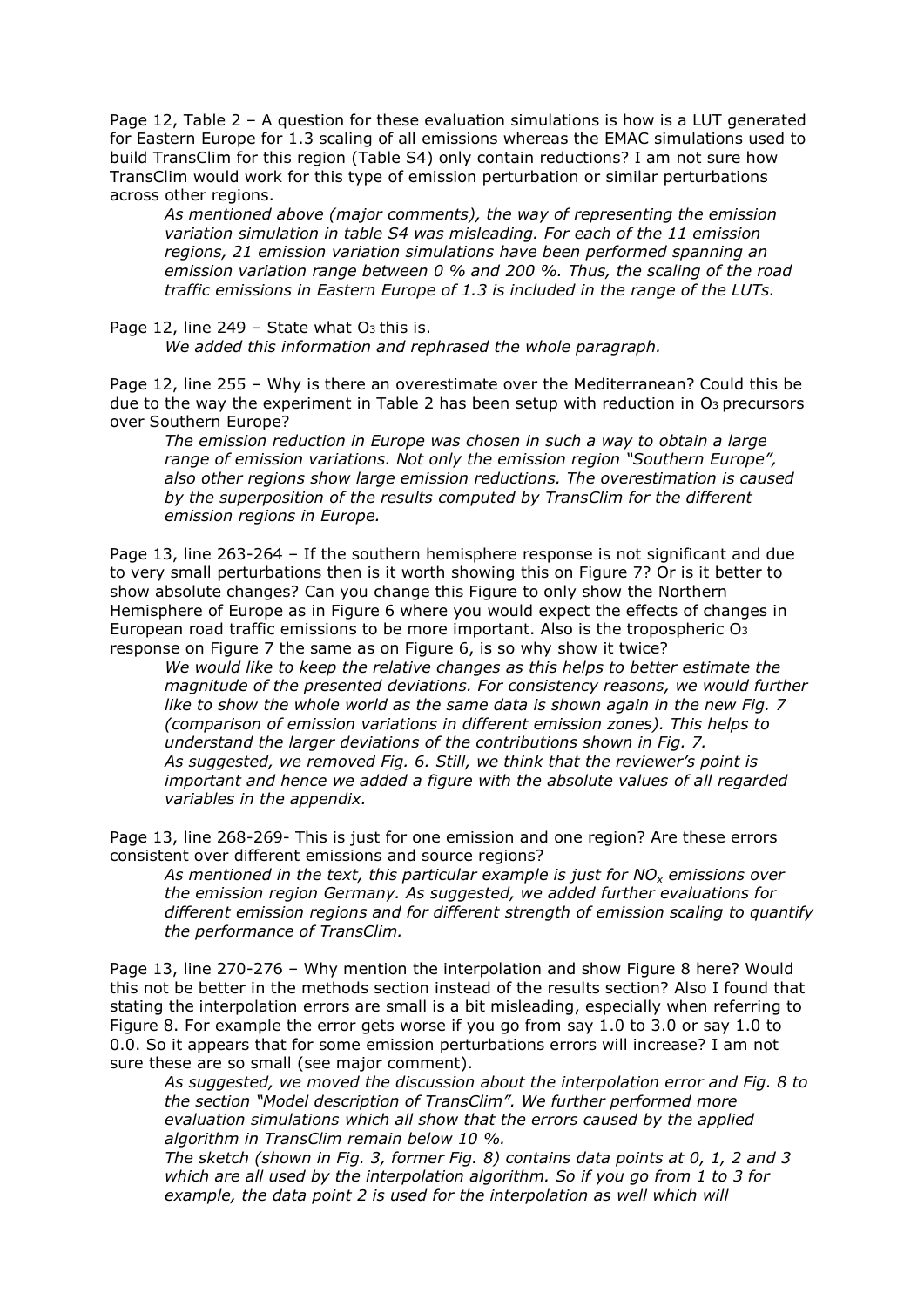Page 12, Table 2 – A question for these evaluation simulations is how is a LUT generated for Eastern Europe for 1.3 scaling of all emissions whereas the EMAC simulations used to build TransClim for this region (Table S4) only contain reductions? I am not sure how TransClim would work for this type of emission perturbation or similar perturbations across other regions.

> *As mentioned above (major comments), the way of representing the emission variation simulation in table S4 was misleading. For each of the 11 emission regions, 21 emission variation simulations have been performed spanning an emission variation range between 0 % and 200 %. Thus, the scaling of the road traffic emissions in Eastern Europe of 1.3 is included in the range of the LUTs.*

Page 12, line 249 – State what $O_3$ this is.

> *We added this information and rephrased the whole paragraph.*

Page 12, line 255 – Why is there an overestimate over the Mediterranean? Could this be due to the way the experiment in Table 2 has been setup with reduction in $O_3$ precursors over Southern Europe?

> *The emission reduction in Europe was chosen in such a way to obtain a large range of emission variations. Not only the emission region "Southern Europe", also other regions show large emission reductions. The overestimation is caused by the superposition of the results computed by TransClim for the different emission regions in Europe.*

Page 13, line 263-264 – If the southern hemisphere response is not significant and due to very small perturbations then is it worth showing this on Figure 7? Or is it better to show absolute changes? Can you change this Figure to only show the Northern Hemisphere of Europe as in Figure 6 where you would expect the effects of changes in European road traffic emissions to be more important. Also is the tropospheric $O_3$ response on Figure 7 the same as on Figure 6, is so why show it twice?

> *We would like to keep the relative changes as this helps to better estimate the magnitude of the presented deviations. For consistency reasons, we would further like to show the whole world as the same data is shown again in the new Fig. 7 (comparison of emission variations in different emission zones). This helps to understand the larger deviations of the contributions shown in Fig. 7.*
> *As suggested, we removed Fig. 6. Still, we think that the reviewer's point is important and hence we added a figure with the absolute values of all regarded variables in the appendix.*

Page 13, line 268-269- This is just for one emission and one region? Are these errors consistent over different emissions and source regions?

> *As mentioned in the text, this particular example is just for $NO_x$ emissions over the emission region Germany. As suggested, we added further evaluations for different emission regions and for different strength of emission scaling to quantify the performance of TransClim.*

Page 13, line 270-276 – Why mention the interpolation and show Figure 8 here? Would this not be better in the methods section instead of the results section? Also I found that stating the interpolation errors are small is a bit misleading, especially when referring to Figure 8. For example the error gets worse if you go from say 1.0 to 3.0 or say 1.0 to 0.0. So it appears that for some emission perturbations errors will increase? I am not sure these are so small (see major comment).

> *As suggested, we moved the discussion about the interpolation error and Fig. 8 to the section "Model description of TransClim". We further performed more evaluation simulations which all show that the errors caused by the applied algorithm in TransClim remain below 10 %.*
> *The sketch (shown in Fig. 3, former Fig. 8) contains data points at 0, 1, 2 and 3 which are all used by the interpolation algorithm. So if you go from 1 to 3 for example, the data point 2 is used for the interpolation as well which will*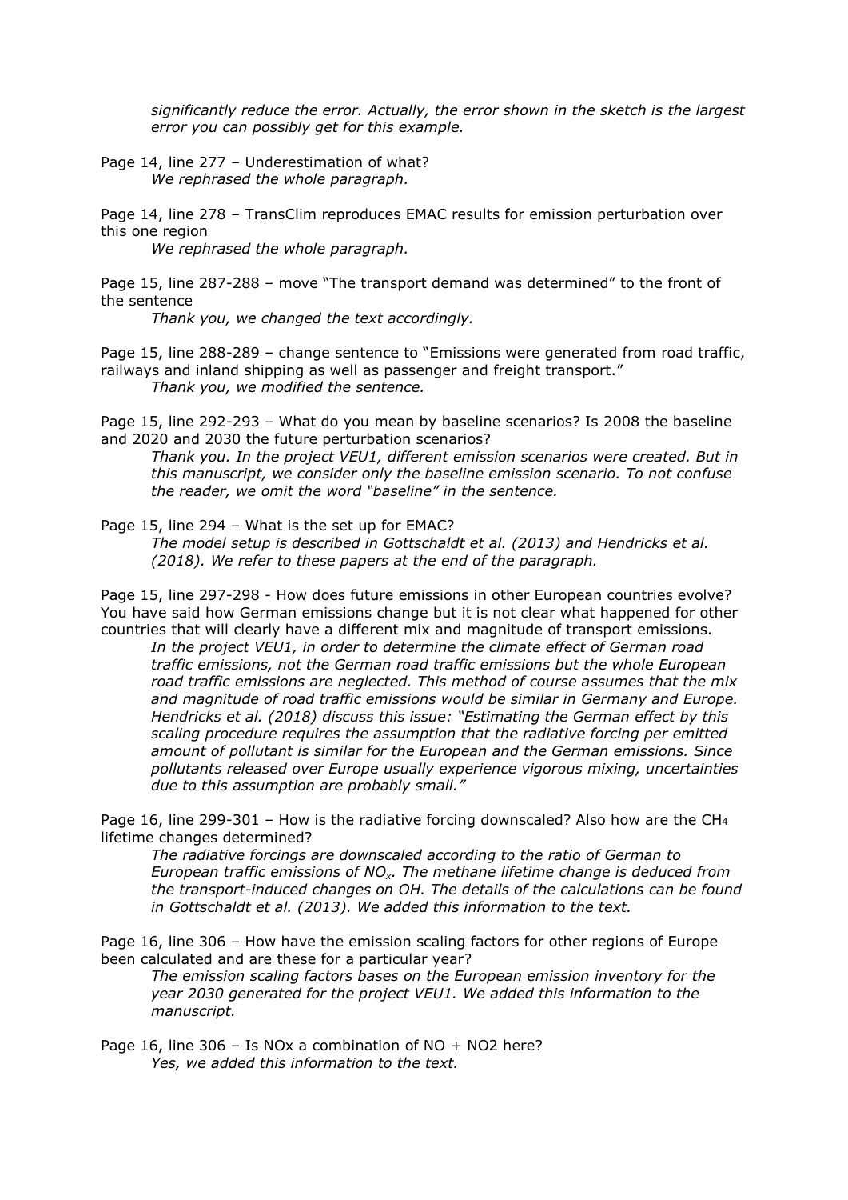*significantly reduce the error. Actually, the error shown in the sketch is the largest error you can possibly get for this example.*

Page 14, line 277 – Underestimation of what?

*We rephrased the whole paragraph.*

Page 14, line 278 – TransClim reproduces EMAC results for emission perturbation over this one region

*We rephrased the whole paragraph.*

Page 15, line 287-288 – move "The transport demand was determined" to the front of the sentence

*Thank you, we changed the text accordingly.*

Page 15, line 288-289 – change sentence to "Emissions were generated from road traffic, railways and inland shipping as well as passenger and freight transport."

*Thank you, we modified the sentence.*

Page 15, line 292-293 – What do you mean by baseline scenarios? Is 2008 the baseline and 2020 and 2030 the future perturbation scenarios?

*Thank you. In the project VEU1, different emission scenarios were created. But in this manuscript, we consider only the baseline emission scenario. To not confuse the reader, we omit the word "baseline" in the sentence.*

Page 15, line 294 – What is the set up for EMAC?

*The model setup is described in Gottschaldt et al. (2013) and Hendricks et al. (2018). We refer to these papers at the end of the paragraph.*

Page 15, line 297-298 - How does future emissions in other European countries evolve? You have said how German emissions change but it is not clear what happened for other countries that will clearly have a different mix and magnitude of transport emissions.

*In the project VEU1, in order to determine the climate effect of German road traffic emissions, not the German road traffic emissions but the whole European road traffic emissions are neglected. This method of course assumes that the mix and magnitude of road traffic emissions would be similar in Germany and Europe. Hendricks et al. (2018) discuss this issue: "Estimating the German effect by this scaling procedure requires the assumption that the radiative forcing per emitted amount of pollutant is similar for the European and the German emissions. Since pollutants released over Europe usually experience vigorous mixing, uncertainties due to this assumption are probably small."*

Page 16, line 299-301 – How is the radiative forcing downscaled? Also how are the $CH_4$ lifetime changes determined?

*The radiative forcings are downscaled according to the ratio of German to European traffic emissions of $NO_x$. The methane lifetime change is deduced from the transport-induced changes on OH. The details of the calculations can be found in Gottschaldt et al. (2013). We added this information to the text.*

Page 16, line 306 – How have the emission scaling factors for other regions of Europe been calculated and are these for a particular year?

*The emission scaling factors bases on the European emission inventory for the year 2030 generated for the project VEU1. We added this information to the manuscript.*

Page 16, line 306 – Is NOx a combination of NO + NO2 here?

*Yes, we added this information to the text.*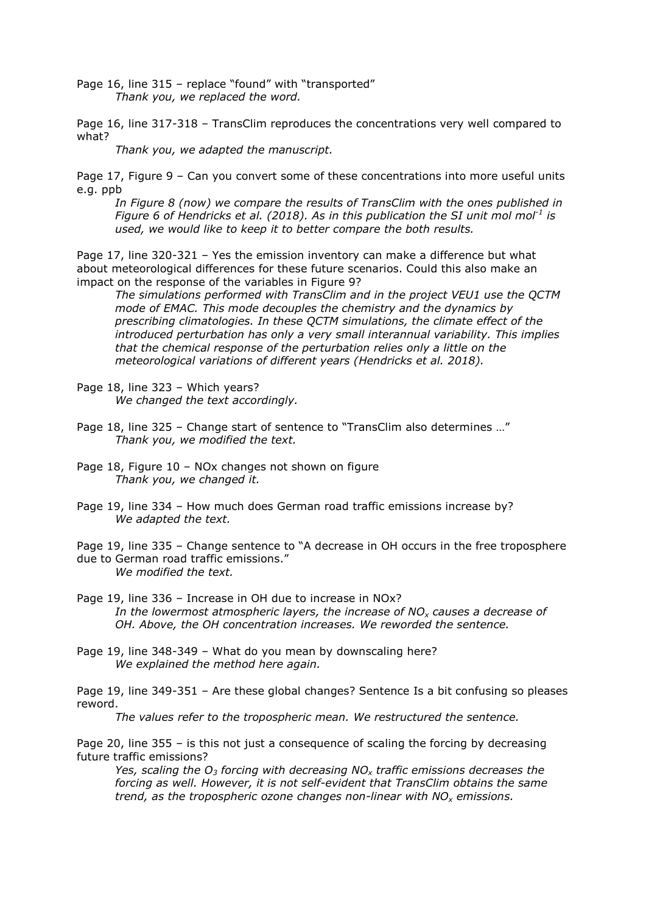Page 16, line 315 – replace "found" with "transported"

*Thank you, we replaced the word.*

Page 16, line 317-318 – TransClim reproduces the concentrations very well compared to what?

*Thank you, we adapted the manuscript.*

Page 17, Figure 9 – Can you convert some of these concentrations into more useful units e.g. ppb

*In Figure 8 (now) we compare the results of TransClim with the ones published in Figure 6 of Hendricks et al. (2018). As in this publication the SI unit mol mol$^{-1}$ is used, we would like to keep it to better compare the both results.*

Page 17, line 320-321 – Yes the emission inventory can make a difference but what about meteorological differences for these future scenarios. Could this also make an impact on the response of the variables in Figure 9?

*The simulations performed with TransClim and in the project VEU1 use the QCTM mode of EMAC. This mode decouples the chemistry and the dynamics by prescribing climatologies. In these QCTM simulations, the climate effect of the introduced perturbation has only a very small interannual variability. This implies that the chemical response of the perturbation relies only a little on the meteorological variations of different years (Hendricks et al. 2018).*

Page 18, line 323 – Which years?

*We changed the text accordingly.*

Page 18, line 325 – Change start of sentence to "TransClim also determines …"

*Thank you, we modified the text.*

Page 18, Figure 10 – NOx changes not shown on figure

*Thank you, we changed it.*

Page 19, line 334 – How much does German road traffic emissions increase by?

*We adapted the text.*

Page 19, line 335 – Change sentence to "A decrease in OH occurs in the free troposphere due to German road traffic emissions."

*We modified the text.*

Page 19, line 336 – Increase in OH due to increase in NOx?

*In the lowermost atmospheric layers, the increase of $NO_x$ causes a decrease of OH. Above, the OH concentration increases. We reworded the sentence.*

Page 19, line 348-349 – What do you mean by downscaling here?

*We explained the method here again.*

Page 19, line 349-351 – Are these global changes? Sentence Is a bit confusing so pleases reword.

*The values refer to the tropospheric mean. We restructured the sentence.*

Page 20, line 355 – is this not just a consequence of scaling the forcing by decreasing future traffic emissions?

*Yes, scaling the $O_3$ forcing with decreasing $NO_x$ traffic emissions decreases the forcing as well. However, it is not self-evident that TransClim obtains the same trend, as the tropospheric ozone changes non-linear with $NO_x$ emissions.*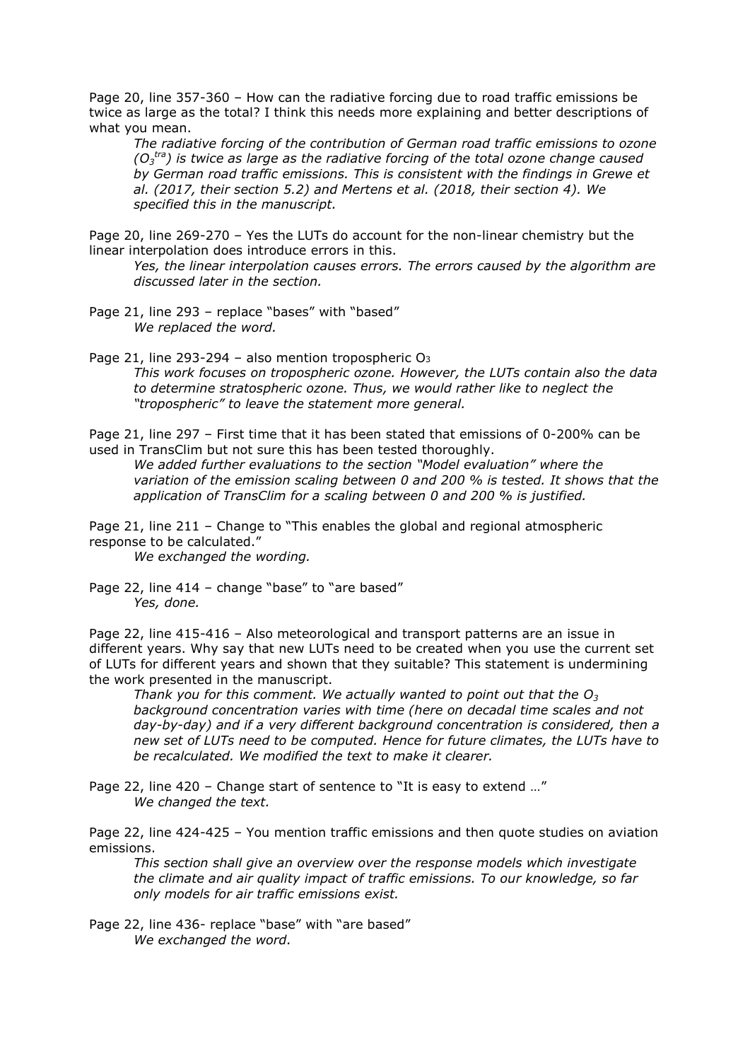Page 20, line 357-360 – How can the radiative forcing due to road traffic emissions be twice as large as the total? I think this needs more explaining and better descriptions of what you mean.

> *The radiative forcing of the contribution of German road traffic emissions to ozone ($O_3^{tra}$) is twice as large as the radiative forcing of the total ozone change caused by German road traffic emissions. This is consistent with the findings in Grewe et al. (2017, their section 5.2) and Mertens et al. (2018, their section 4). We specified this in the manuscript.*

Page 20, line 269-270 – Yes the LUTs do account for the non-linear chemistry but the linear interpolation does introduce errors in this.

> *Yes, the linear interpolation causes errors. The errors caused by the algorithm are discussed later in the section.*

Page 21, line 293 – replace "bases" with "based"

> *We replaced the word.*

Page 21, line 293-294 – also mention tropospheric $O_3$

> *This work focuses on tropospheric ozone. However, the LUTs contain also the data to determine stratospheric ozone. Thus, we would rather like to neglect the "tropospheric" to leave the statement more general.*

Page 21, line 297 – First time that it has been stated that emissions of 0-200% can be used in TransClim but not sure this has been tested thoroughly.

> *We added further evaluations to the section "Model evaluation" where the variation of the emission scaling between 0 and 200 % is tested. It shows that the application of TransClim for a scaling between 0 and 200 % is justified.*

Page 21, line 211 – Change to "This enables the global and regional atmospheric response to be calculated."

> *We exchanged the wording.*

Page 22, line 414 – change "base" to "are based"

> *Yes, done.*

Page 22, line 415-416 – Also meteorological and transport patterns are an issue in different years. Why say that new LUTs need to be created when you use the current set of LUTs for different years and shown that they suitable? This statement is undermining the work presented in the manuscript.

> *Thank you for this comment. We actually wanted to point out that the $O_3$ background concentration varies with time (here on decadal time scales and not day-by-day) and if a very different background concentration is considered, then a new set of LUTs need to be computed. Hence for future climates, the LUTs have to be recalculated. We modified the text to make it clearer.*

Page 22, line 420 – Change start of sentence to "It is easy to extend …"

> *We changed the text.*

Page 22, line 424-425 – You mention traffic emissions and then quote studies on aviation emissions.

> *This section shall give an overview over the response models which investigate the climate and air quality impact of traffic emissions. To our knowledge, so far only models for air traffic emissions exist.*

Page 22, line 436- replace "base" with "are based"

> *We exchanged the word.*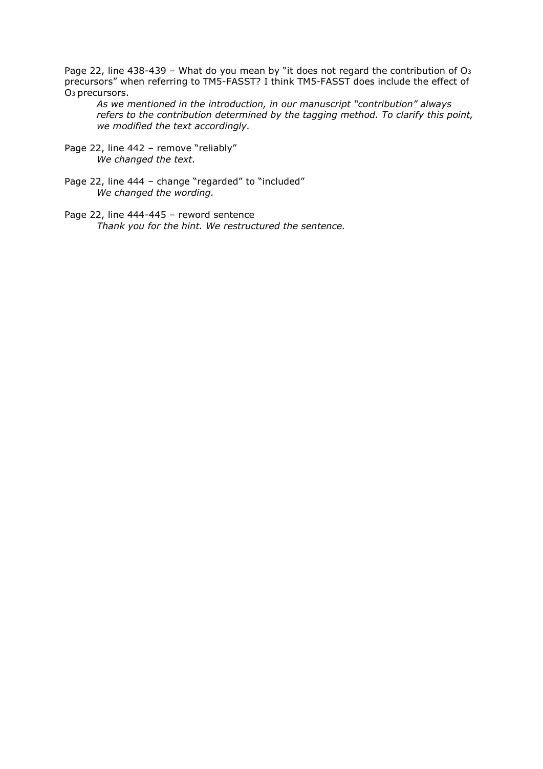Page 22, line 438-439 – What do you mean by "it does not regard the contribution of $O_3$ precursors" when referring to TM5-FASST? I think TM5-FASST does include the effect of $O_3$ precursors.

> *As we mentioned in the introduction, in our manuscript "contribution" always refers to the contribution determined by the tagging method. To clarify this point, we modified the text accordingly.*

Page 22, line 442 – remove "reliably"

> *We changed the text.*

Page 22, line 444 – change "regarded" to "included"

> *We changed the wording.*

Page 22, line 444-445 – reword sentence

> *Thank you for the hint. We restructured the sentence.*